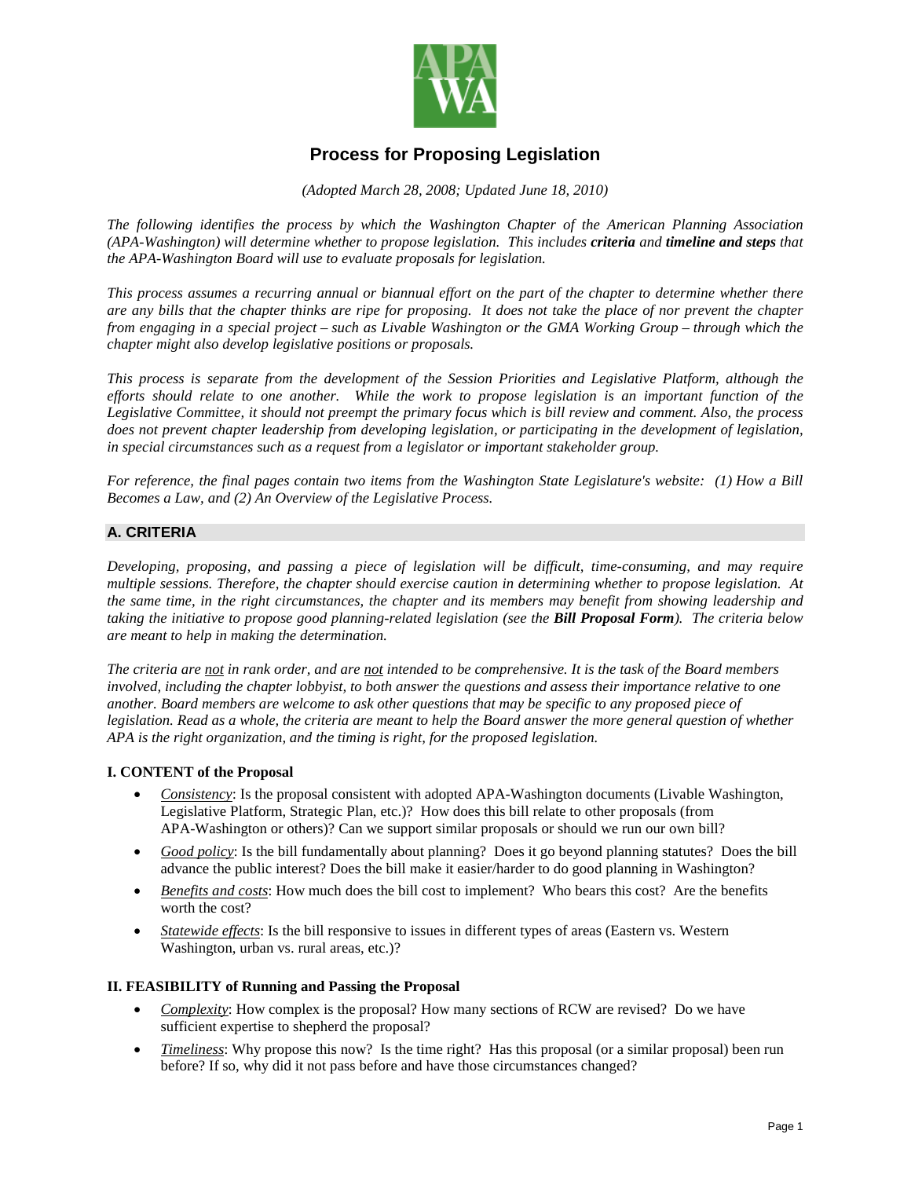# Process for Proposing Legislation

*(Adopted March 28, 2008; Updated June 18, 2010)*

*The following identifies the process by which the Washington Chapter of the American Planning Association (APA-Washington) will determine whether to propose legislation. This includes **criteria** and **timeline and steps** that the APA-Washington Board will use to evaluate proposals for legislation.*

*This process assumes a recurring annual or biannual effort on the part of the chapter to determine whether there are any bills that the chapter thinks are ripe for proposing. It does not take the place of nor prevent the chapter from engaging in a special project – such as Livable Washington or the GMA Working Group – through which the chapter might also develop legislative positions or proposals.*

*This process is separate from the development of the Session Priorities and Legislative Platform, although the efforts should relate to one another. While the work to propose legislation is an important function of the Legislative Committee, it should not preempt the primary focus which is bill review and comment. Also, the process does not prevent chapter leadership from developing legislation, or participating in the development of legislation, in special circumstances such as a request from a legislator or important stakeholder group.*

*For reference, the final pages contain two items from the Washington State Legislature's website: (1) How a Bill Becomes a Law, and (2) An Overview of the Legislative Process.*

## A. CRITERIA

*Developing, proposing, and passing a piece of legislation will be difficult, time-consuming, and may require multiple sessions. Therefore, the chapter should exercise caution in determining whether to propose legislation. At the same time, in the right circumstances, the chapter and its members may benefit from showing leadership and taking the initiative to propose good planning-related legislation (see the **Bill Proposal Form**). The criteria below are meant to help in making the determination.*

*The criteria are <u>not</u> in rank order, and are <u>not</u> intended to be comprehensive. It is the task of the Board members involved, including the chapter lobbyist, to both answer the questions and assess their importance relative to one another. Board members are welcome to ask other questions that may be specific to any proposed piece of legislation. Read as a whole, the criteria are meant to help the Board answer the more general question of whether APA is the right organization, and the timing is right, for the proposed legislation.*

### I. CONTENT of the Proposal

- *<u>Consistency</u>*: Is the proposal consistent with adopted APA-Washington documents (Livable Washington, Legislative Platform, Strategic Plan, etc.)? How does this bill relate to other proposals (from APA-Washington or others)? Can we support similar proposals or should we run our own bill?
- *<u>Good policy</u>*: Is the bill fundamentally about planning? Does it go beyond planning statutes? Does the bill advance the public interest? Does the bill make it easier/harder to do good planning in Washington?
- *<u>Benefits and costs</u>*: How much does the bill cost to implement? Who bears this cost? Are the benefits worth the cost?
- *<u>Statewide effects</u>*: Is the bill responsive to issues in different types of areas (Eastern vs. Western Washington, urban vs. rural areas, etc.)?

### II. FEASIBILITY of Running and Passing the Proposal

- *<u>Complexity</u>*: How complex is the proposal? How many sections of RCW are revised? Do we have sufficient expertise to shepherd the proposal?
- *<u>Timeliness</u>*: Why propose this now? Is the time right? Has this proposal (or a similar proposal) been run before? If so, why did it not pass before and have those circumstances changed?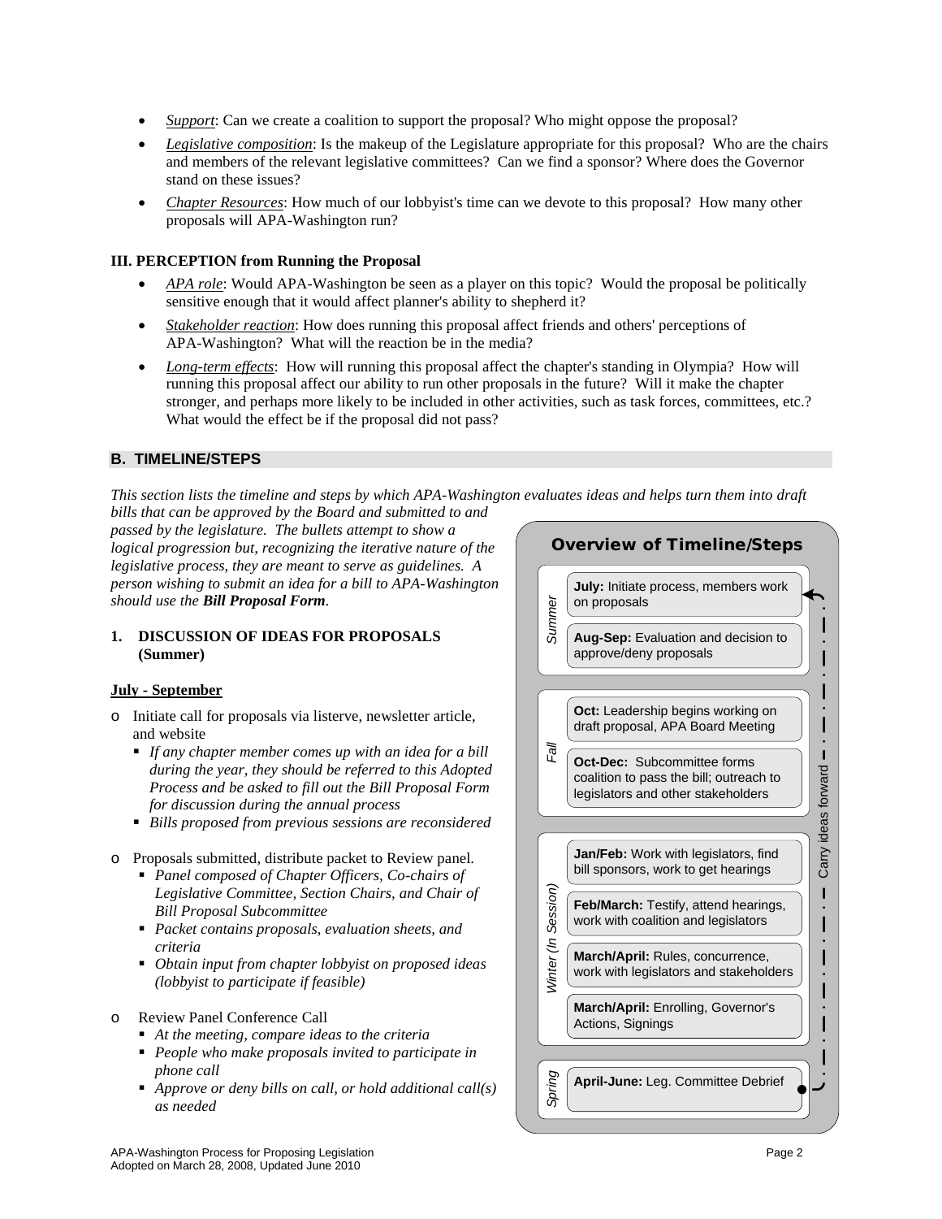- *Support*: Can we create a coalition to support the proposal? Who might oppose the proposal?
- *Legislative composition*: Is the makeup of the Legislature appropriate for this proposal? Who are the chairs and members of the relevant legislative committees? Can we find a sponsor? Where does the Governor stand on these issues?
- *Chapter Resources*: How much of our lobbyist's time can we devote to this proposal? How many other proposals will APA-Washington run?

**III. PERCEPTION from Running the Proposal**

- *APA role*: Would APA-Washington be seen as a player on this topic? Would the proposal be politically sensitive enough that it would affect planner's ability to shepherd it?
- *Stakeholder reaction*: How does running this proposal affect friends and others' perceptions of APA-Washington? What will the reaction be in the media?
- *Long-term effects*: How will running this proposal affect the chapter's standing in Olympia? How will running this proposal affect our ability to run other proposals in the future? Will it make the chapter stronger, and perhaps more likely to be included in other activities, such as task forces, committees, etc.? What would the effect be if the proposal did not pass?

## B. TIMELINE/STEPS

*This section lists the timeline and steps by which APA-Washington evaluates ideas and helps turn them into draft bills that can be approved by the Board and submitted to and passed by the legislature. The bullets attempt to show a logical progression but, recognizing the iterative nature of the legislative process, they are meant to serve as guidelines. A person wishing to submit an idea for a bill to APA-Washington should use the* ***Bill Proposal Form****.*

### 1. DISCUSSION OF IDEAS FOR PROPOSALS (Summer)

**July - September**

- Initiate call for proposals via listerve, newsletter article, and website
  - *If any chapter member comes up with an idea for a bill during the year, they should be referred to this Adopted Process and be asked to fill out the Bill Proposal Form for discussion during the annual process*
  - *Bills proposed from previous sessions are reconsidered*
- Proposals submitted, distribute packet to Review panel.
  - *Panel composed of Chapter Officers, Co-chairs of Legislative Committee, Section Chairs, and Chair of Bill Proposal Subcommittee*
  - *Packet contains proposals, evaluation sheets, and criteria*
  - *Obtain input from chapter lobbyist on proposed ideas (lobbyist to participate if feasible)*
- Review Panel Conference Call
  - *At the meeting, compare ideas to the criteria*
  - *People who make proposals invited to participate in phone call*
  - *Approve or deny bills on call, or hold additional call(s) as needed*

**Overview of Timeline/Steps**

| Season | Step |
|---|---|
| *Summer* | **July:** Initiate process, members work on proposals |
| | **Aug-Sep:** Evaluation and decision to approve/deny proposals |
| *Fall* | **Oct:** Leadership begins working on draft proposal, APA Board Meeting |
| | **Oct-Dec:** Subcommittee forms coalition to pass the bill; outreach to legislators and other stakeholders |
| *Winter (In Session)* | **Jan/Feb:** Work with legislators, find bill sponsors, work to get hearings |
| | **Feb/March:** Testify, attend hearings, work with coalition and legislators |
| | **March/April:** Rules, concurrence, work with legislators and stakeholders |
| | **March/April:** Enrolling, Governor's Actions, Signings |
| *Spring* | **April-June:** Leg. Committee Debrief |

Carry ideas forward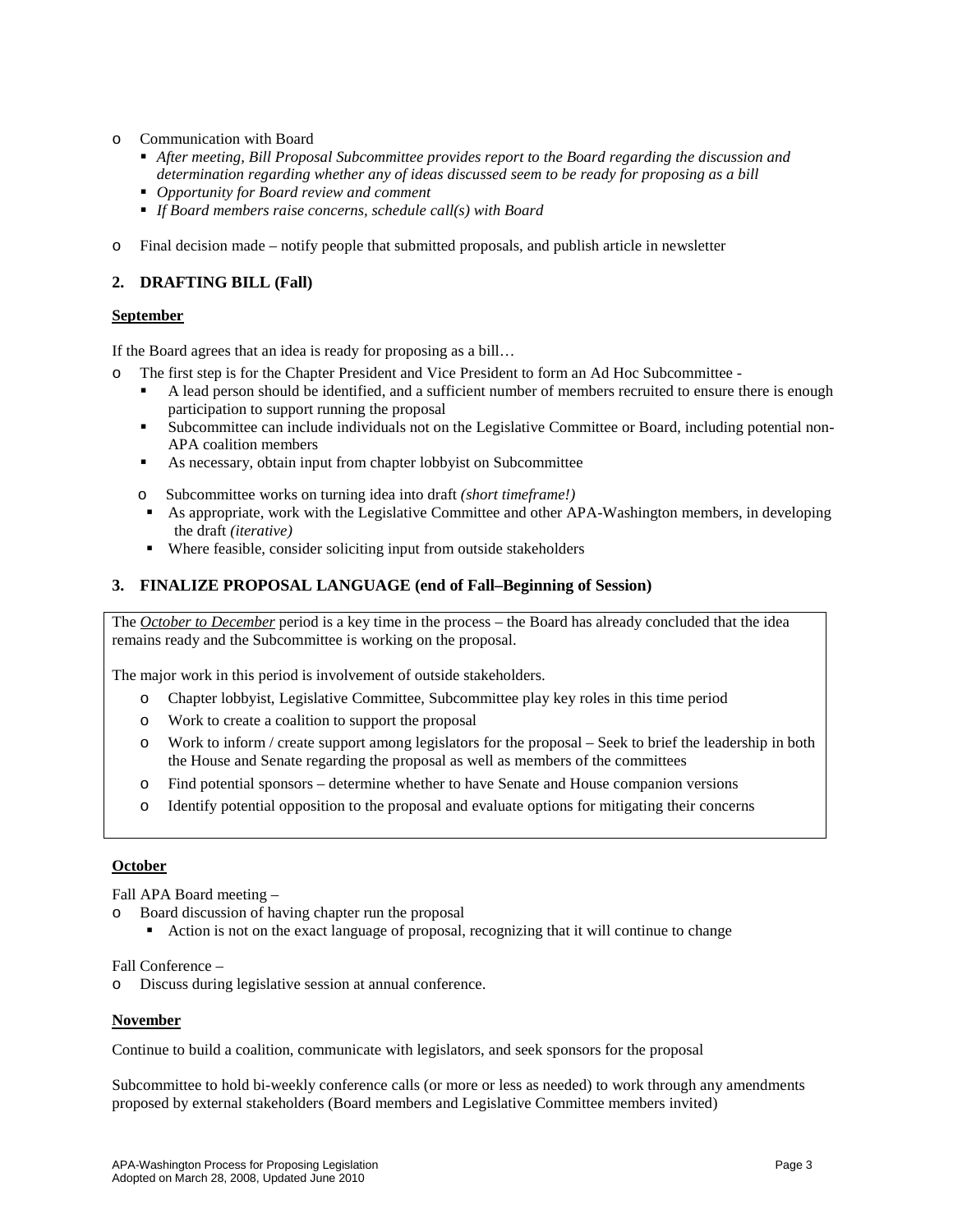- Communication with Board
  - *After meeting, Bill Proposal Subcommittee provides report to the Board regarding the discussion and determination regarding whether any of ideas discussed seem to be ready for proposing as a bill*
  - *Opportunity for Board review and comment*
  - *If Board members raise concerns, schedule call(s) with Board*

- Final decision made – notify people that submitted proposals, and publish article in newsletter

## 2. DRAFTING BILL (Fall)

**<u>September</u>**

If the Board agrees that an idea is ready for proposing as a bill…

- The first step is for the Chapter President and Vice President to form an Ad Hoc Subcommittee -
  - A lead person should be identified, and a sufficient number of members recruited to ensure there is enough participation to support running the proposal
  - Subcommittee can include individuals not on the Legislative Committee or Board, including potential non-APA coalition members
  - As necessary, obtain input from chapter lobbyist on Subcommittee

- Subcommittee works on turning idea into draft *(short timeframe!)*
  - As appropriate, work with the Legislative Committee and other APA-Washington members, in developing the draft *(iterative)*
  - Where feasible, consider soliciting input from outside stakeholders

## 3. FINALIZE PROPOSAL LANGUAGE (end of Fall–Beginning of Session)

The ***<u>October to December</u>*** period is a key time in the process – the Board has already concluded that the idea remains ready and the Subcommittee is working on the proposal.

The major work in this period is involvement of outside stakeholders.

- Chapter lobbyist, Legislative Committee, Subcommittee play key roles in this time period
- Work to create a coalition to support the proposal
- Work to inform / create support among legislators for the proposal – Seek to brief the leadership in both the House and Senate regarding the proposal as well as members of the committees
- Find potential sponsors – determine whether to have Senate and House companion versions
- Identify potential opposition to the proposal and evaluate options for mitigating their concerns

**<u>October</u>**

Fall APA Board meeting –

- Board discussion of having chapter run the proposal
  - Action is not on the exact language of proposal, recognizing that it will continue to change

Fall Conference –

- Discuss during legislative session at annual conference.

**<u>November</u>**

Continue to build a coalition, communicate with legislators, and seek sponsors for the proposal

Subcommittee to hold bi-weekly conference calls (or more or less as needed) to work through any amendments proposed by external stakeholders (Board members and Legislative Committee members invited)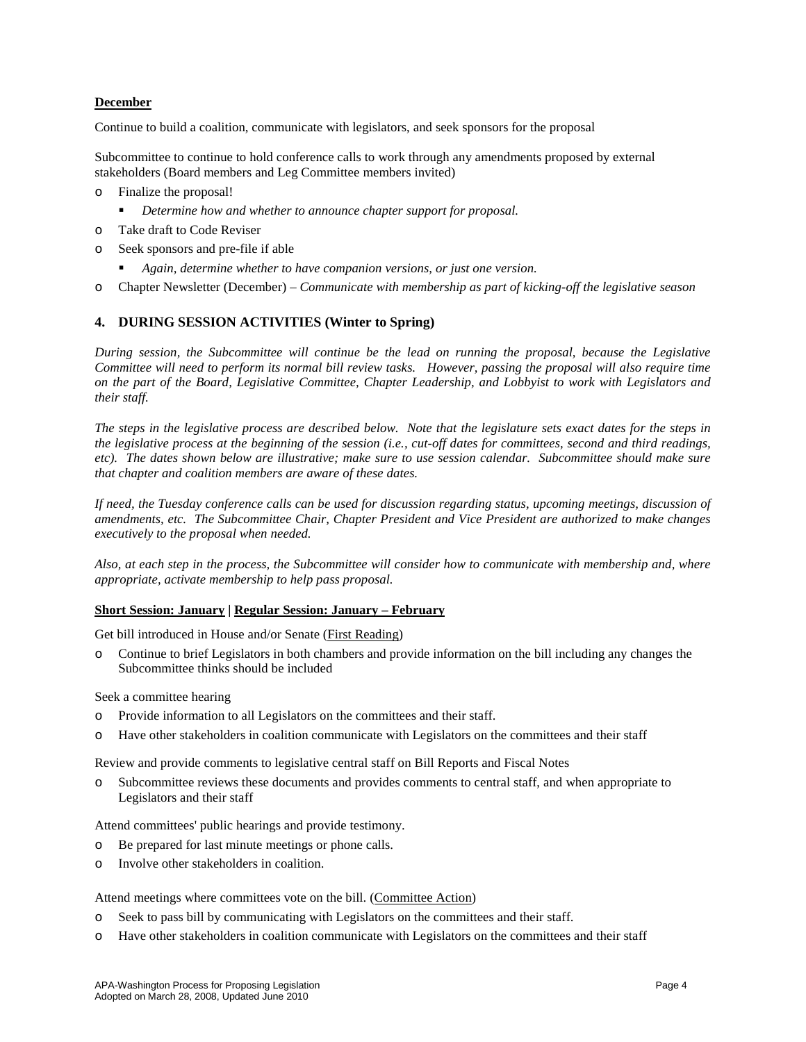**December**

Continue to build a coalition, communicate with legislators, and seek sponsors for the proposal

Subcommittee to continue to hold conference calls to work through any amendments proposed by external stakeholders (Board members and Leg Committee members invited)

- Finalize the proposal!
  - *Determine how and whether to announce chapter support for proposal.*
- Take draft to Code Reviser
- Seek sponsors and pre-file if able
  - *Again, determine whether to have companion versions, or just one version.*
- Chapter Newsletter (December) – *Communicate with membership as part of kicking-off the legislative season*

## 4. DURING SESSION ACTIVITIES (Winter to Spring)

*During session, the Subcommittee will continue be the lead on running the proposal, because the Legislative Committee will need to perform its normal bill review tasks. However, passing the proposal will also require time on the part of the Board, Legislative Committee, Chapter Leadership, and Lobbyist to work with Legislators and their staff.*

*The steps in the legislative process are described below. Note that the legislature sets exact dates for the steps in the legislative process at the beginning of the session (i.e., cut-off dates for committees, second and third readings, etc). The dates shown below are illustrative; make sure to use session calendar. Subcommittee should make sure that chapter and coalition members are aware of these dates.*

*If need, the Tuesday conference calls can be used for discussion regarding status, upcoming meetings, discussion of amendments, etc. The Subcommittee Chair, Chapter President and Vice President are authorized to make changes executively to the proposal when needed.*

*Also, at each step in the process, the Subcommittee will consider how to communicate with membership and, where appropriate, activate membership to help pass proposal.*

**Short Session: January | Regular Session: January – February**

Get bill introduced in House and/or Senate (First Reading)

- Continue to brief Legislators in both chambers and provide information on the bill including any changes the Subcommittee thinks should be included

Seek a committee hearing

- Provide information to all Legislators on the committees and their staff.
- Have other stakeholders in coalition communicate with Legislators on the committees and their staff

Review and provide comments to legislative central staff on Bill Reports and Fiscal Notes

- Subcommittee reviews these documents and provides comments to central staff, and when appropriate to Legislators and their staff

Attend committees' public hearings and provide testimony.

- Be prepared for last minute meetings or phone calls.
- Involve other stakeholders in coalition.

Attend meetings where committees vote on the bill. (Committee Action)

- Seek to pass bill by communicating with Legislators on the committees and their staff.
- Have other stakeholders in coalition communicate with Legislators on the committees and their staff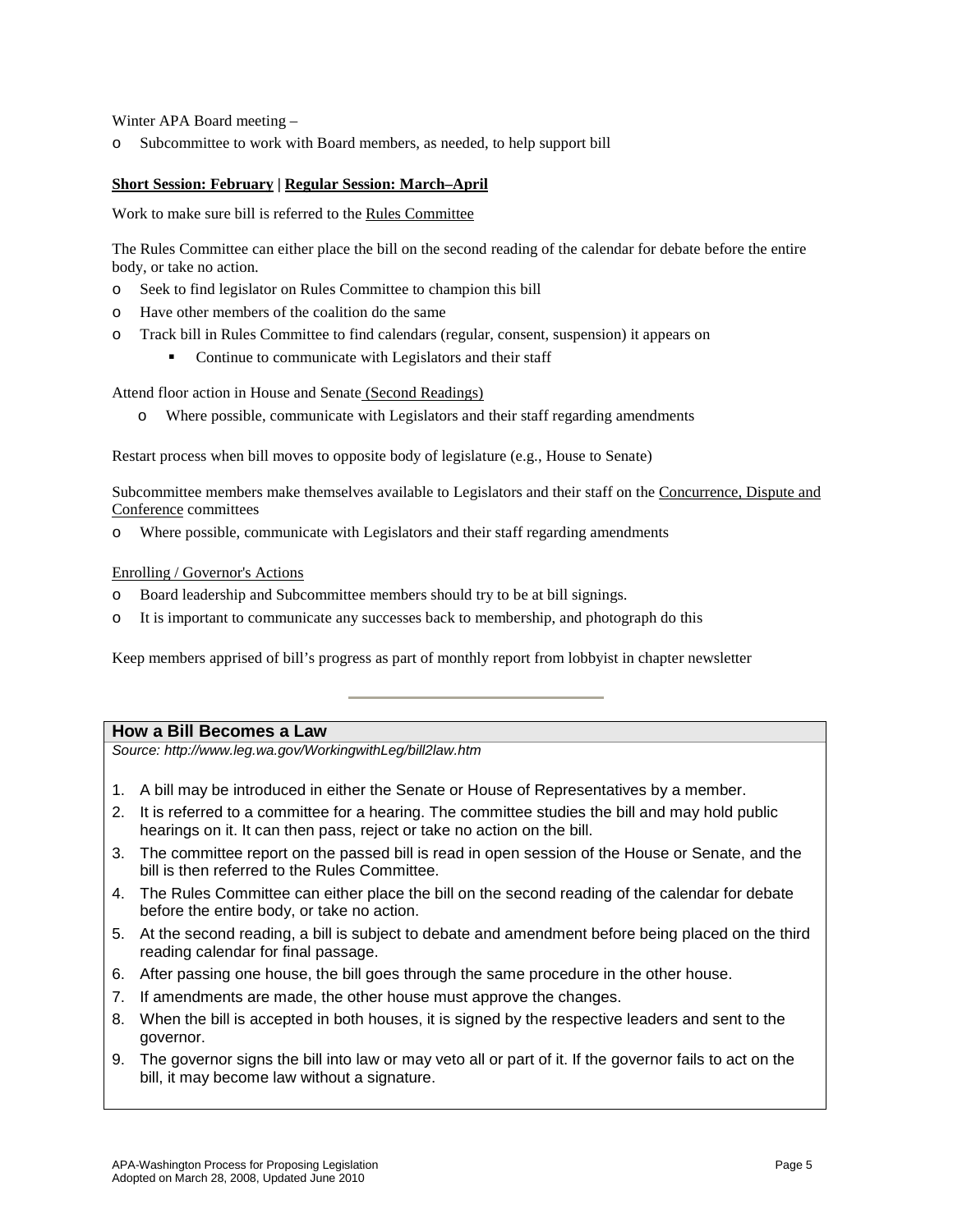Winter APA Board meeting –

- Subcommittee to work with Board members, as needed, to help support bill

**Short Session: February | Regular Session: March–April**

Work to make sure bill is referred to the Rules Committee

The Rules Committee can either place the bill on the second reading of the calendar for debate before the entire body, or take no action.

- Seek to find legislator on Rules Committee to champion this bill
- Have other members of the coalition do the same
- Track bill in Rules Committee to find calendars (regular, consent, suspension) it appears on
  - Continue to communicate with Legislators and their staff

Attend floor action in House and Senate (Second Readings)

- Where possible, communicate with Legislators and their staff regarding amendments

Restart process when bill moves to opposite body of legislature (e.g., House to Senate)

Subcommittee members make themselves available to Legislators and their staff on the Concurrence, Dispute and Conference committees

- Where possible, communicate with Legislators and their staff regarding amendments

Enrolling / Governor's Actions

- Board leadership and Subcommittee members should try to be at bill signings.
- It is important to communicate any successes back to membership, and photograph do this

Keep members apprised of bill's progress as part of monthly report from lobbyist in chapter newsletter

---

## How a Bill Becomes a Law

*Source: http://www.leg.wa.gov/WorkingwithLeg/bill2law.htm*

1. A bill may be introduced in either the Senate or House of Representatives by a member.
2. It is referred to a committee for a hearing. The committee studies the bill and may hold public hearings on it. It can then pass, reject or take no action on the bill.
3. The committee report on the passed bill is read in open session of the House or Senate, and the bill is then referred to the Rules Committee.
4. The Rules Committee can either place the bill on the second reading of the calendar for debate before the entire body, or take no action.
5. At the second reading, a bill is subject to debate and amendment before being placed on the third reading calendar for final passage.
6. After passing one house, the bill goes through the same procedure in the other house.
7. If amendments are made, the other house must approve the changes.
8. When the bill is accepted in both houses, it is signed by the respective leaders and sent to the governor.
9. The governor signs the bill into law or may veto all or part of it. If the governor fails to act on the bill, it may become law without a signature.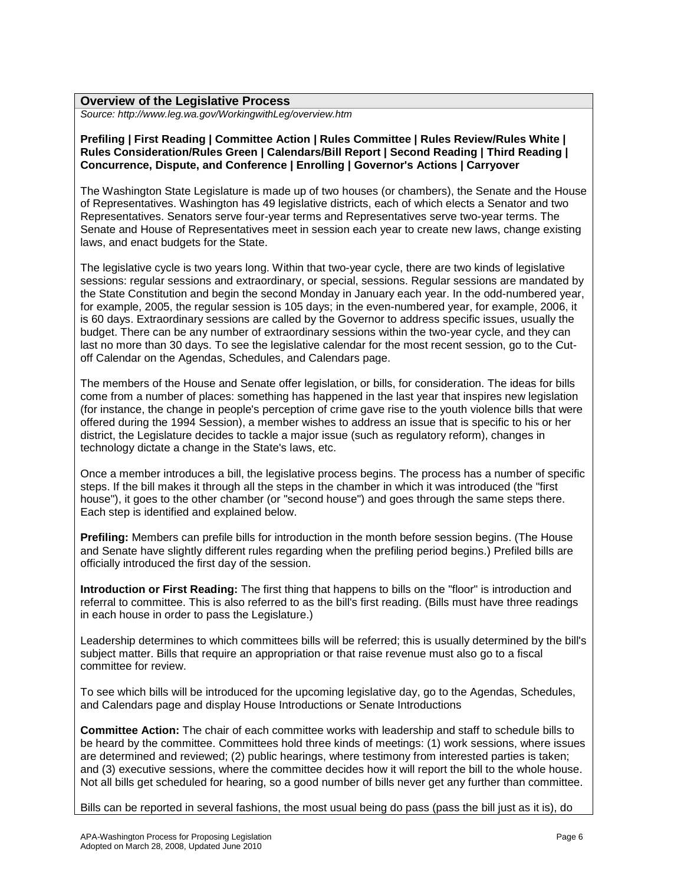## Overview of the Legislative Process

*Source: http://www.leg.wa.gov/WorkingwithLeg/overview.htm*

**Prefiling | First Reading | Committee Action | Rules Committee | Rules Review/Rules White | Rules Consideration/Rules Green | Calendars/Bill Report | Second Reading | Third Reading | Concurrence, Dispute, and Conference | Enrolling | Governor's Actions | Carryover**

The Washington State Legislature is made up of two houses (or chambers), the Senate and the House of Representatives. Washington has 49 legislative districts, each of which elects a Senator and two Representatives. Senators serve four-year terms and Representatives serve two-year terms. The Senate and House of Representatives meet in session each year to create new laws, change existing laws, and enact budgets for the State.

The legislative cycle is two years long. Within that two-year cycle, there are two kinds of legislative sessions: regular sessions and extraordinary, or special, sessions. Regular sessions are mandated by the State Constitution and begin the second Monday in January each year. In the odd-numbered year, for example, 2005, the regular session is 105 days; in the even-numbered year, for example, 2006, it is 60 days. Extraordinary sessions are called by the Governor to address specific issues, usually the budget. There can be any number of extraordinary sessions within the two-year cycle, and they can last no more than 30 days. To see the legislative calendar for the most recent session, go to the Cut-off Calendar on the Agendas, Schedules, and Calendars page.

The members of the House and Senate offer legislation, or bills, for consideration. The ideas for bills come from a number of places: something has happened in the last year that inspires new legislation (for instance, the change in people's perception of crime gave rise to the youth violence bills that were offered during the 1994 Session), a member wishes to address an issue that is specific to his or her district, the Legislature decides to tackle a major issue (such as regulatory reform), changes in technology dictate a change in the State's laws, etc.

Once a member introduces a bill, the legislative process begins. The process has a number of specific steps. If the bill makes it through all the steps in the chamber in which it was introduced (the "first house"), it goes to the other chamber (or "second house") and goes through the same steps there. Each step is identified and explained below.

**Prefiling:** Members can prefile bills for introduction in the month before session begins. (The House and Senate have slightly different rules regarding when the prefiling period begins.) Prefiled bills are officially introduced the first day of the session.

**Introduction or First Reading:** The first thing that happens to bills on the "floor" is introduction and referral to committee. This is also referred to as the bill's first reading. (Bills must have three readings in each house in order to pass the Legislature.)

Leadership determines to which committees bills will be referred; this is usually determined by the bill's subject matter. Bills that require an appropriation or that raise revenue must also go to a fiscal committee for review.

To see which bills will be introduced for the upcoming legislative day, go to the Agendas, Schedules, and Calendars page and display House Introductions or Senate Introductions

**Committee Action:** The chair of each committee works with leadership and staff to schedule bills to be heard by the committee. Committees hold three kinds of meetings: (1) work sessions, where issues are determined and reviewed; (2) public hearings, where testimony from interested parties is taken; and (3) executive sessions, where the committee decides how it will report the bill to the whole house. Not all bills get scheduled for hearing, so a good number of bills never get any further than committee.

Bills can be reported in several fashions, the most usual being do pass (pass the bill just as it is), do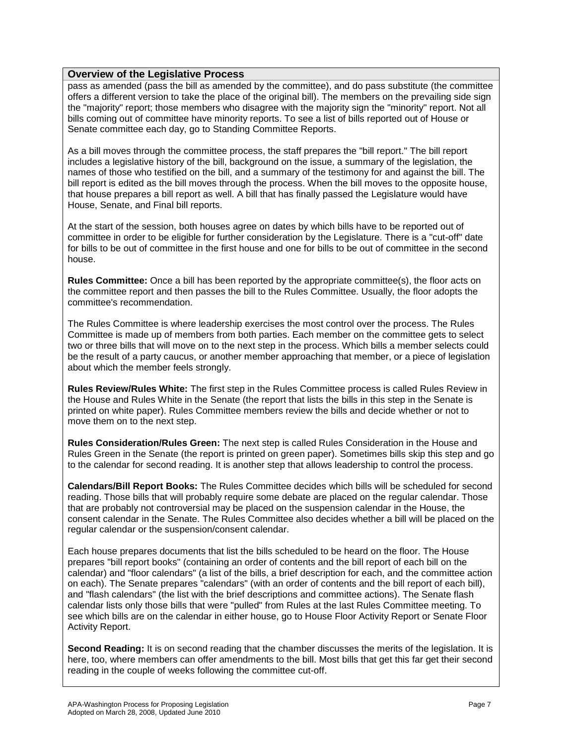## Overview of the Legislative Process

pass as amended (pass the bill as amended by the committee), and do pass substitute (the committee offers a different version to take the place of the original bill). The members on the prevailing side sign the "majority" report; those members who disagree with the majority sign the "minority" report. Not all bills coming out of committee have minority reports. To see a list of bills reported out of House or Senate committee each day, go to Standing Committee Reports.

As a bill moves through the committee process, the staff prepares the "bill report." The bill report includes a legislative history of the bill, background on the issue, a summary of the legislation, the names of those who testified on the bill, and a summary of the testimony for and against the bill. The bill report is edited as the bill moves through the process. When the bill moves to the opposite house, that house prepares a bill report as well. A bill that has finally passed the Legislature would have House, Senate, and Final bill reports.

At the start of the session, both houses agree on dates by which bills have to be reported out of committee in order to be eligible for further consideration by the Legislature. There is a "cut-off" date for bills to be out of committee in the first house and one for bills to be out of committee in the second house.

**Rules Committee:** Once a bill has been reported by the appropriate committee(s), the floor acts on the committee report and then passes the bill to the Rules Committee. Usually, the floor adopts the committee's recommendation.

The Rules Committee is where leadership exercises the most control over the process. The Rules Committee is made up of members from both parties. Each member on the committee gets to select two or three bills that will move on to the next step in the process. Which bills a member selects could be the result of a party caucus, or another member approaching that member, or a piece of legislation about which the member feels strongly.

**Rules Review/Rules White:** The first step in the Rules Committee process is called Rules Review in the House and Rules White in the Senate (the report that lists the bills in this step in the Senate is printed on white paper). Rules Committee members review the bills and decide whether or not to move them on to the next step.

**Rules Consideration/Rules Green:** The next step is called Rules Consideration in the House and Rules Green in the Senate (the report is printed on green paper). Sometimes bills skip this step and go to the calendar for second reading. It is another step that allows leadership to control the process.

**Calendars/Bill Report Books:** The Rules Committee decides which bills will be scheduled for second reading. Those bills that will probably require some debate are placed on the regular calendar. Those that are probably not controversial may be placed on the suspension calendar in the House, the consent calendar in the Senate. The Rules Committee also decides whether a bill will be placed on the regular calendar or the suspension/consent calendar.

Each house prepares documents that list the bills scheduled to be heard on the floor. The House prepares "bill report books" (containing an order of contents and the bill report of each bill on the calendar) and "floor calendars" (a list of the bills, a brief description for each, and the committee action on each). The Senate prepares "calendars" (with an order of contents and the bill report of each bill), and "flash calendars" (the list with the brief descriptions and committee actions). The Senate flash calendar lists only those bills that were "pulled" from Rules at the last Rules Committee meeting. To see which bills are on the calendar in either house, go to House Floor Activity Report or Senate Floor Activity Report.

**Second Reading:** It is on second reading that the chamber discusses the merits of the legislation. It is here, too, where members can offer amendments to the bill. Most bills that get this far get their second reading in the couple of weeks following the committee cut-off.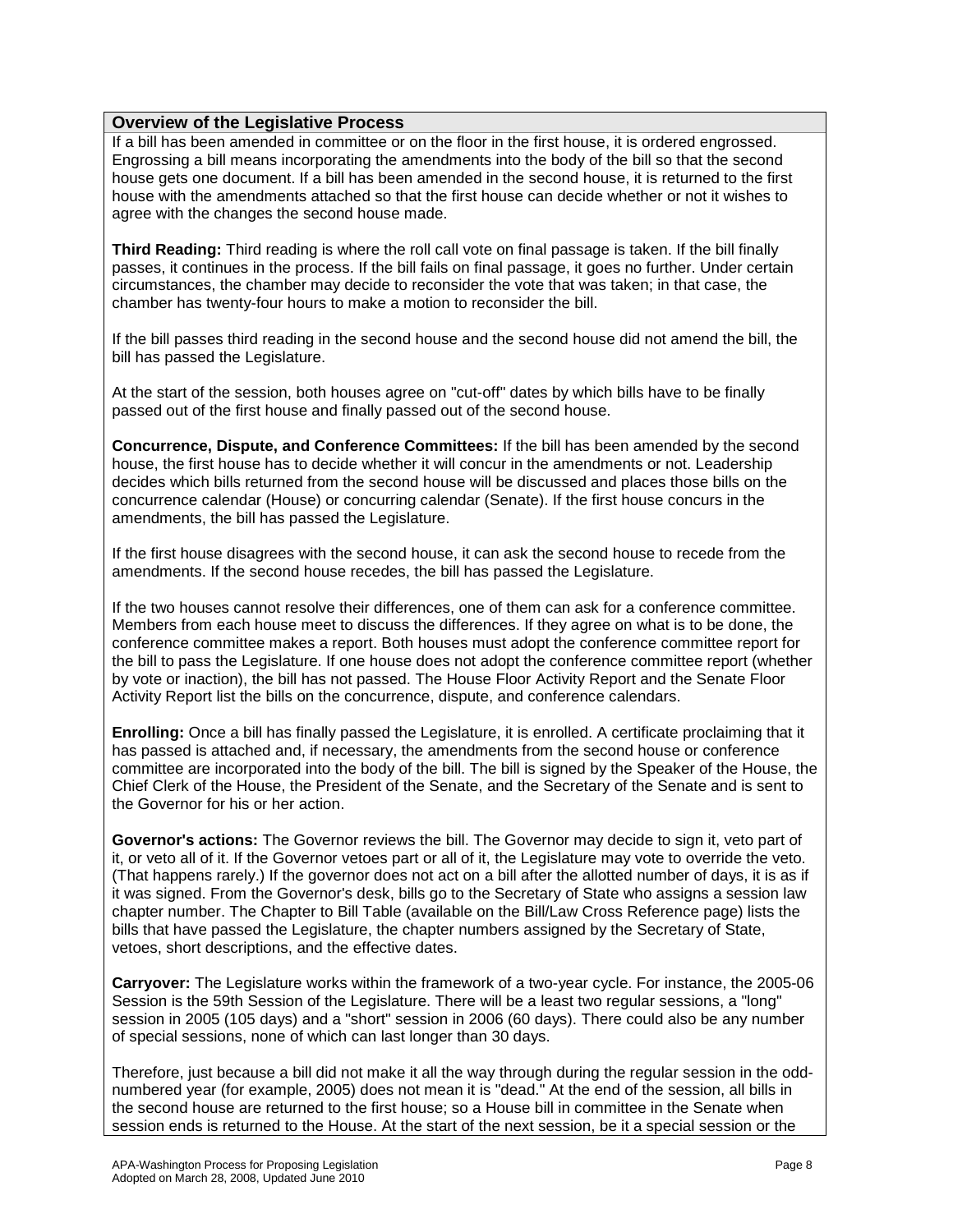## Overview of the Legislative Process

If a bill has been amended in committee or on the floor in the first house, it is ordered engrossed. Engrossing a bill means incorporating the amendments into the body of the bill so that the second house gets one document. If a bill has been amended in the second house, it is returned to the first house with the amendments attached so that the first house can decide whether or not it wishes to agree with the changes the second house made.

**Third Reading:** Third reading is where the roll call vote on final passage is taken. If the bill finally passes, it continues in the process. If the bill fails on final passage, it goes no further. Under certain circumstances, the chamber may decide to reconsider the vote that was taken; in that case, the chamber has twenty-four hours to make a motion to reconsider the bill.

If the bill passes third reading in the second house and the second house did not amend the bill, the bill has passed the Legislature.

At the start of the session, both houses agree on "cut-off" dates by which bills have to be finally passed out of the first house and finally passed out of the second house.

**Concurrence, Dispute, and Conference Committees:** If the bill has been amended by the second house, the first house has to decide whether it will concur in the amendments or not. Leadership decides which bills returned from the second house will be discussed and places those bills on the concurrence calendar (House) or concurring calendar (Senate). If the first house concurs in the amendments, the bill has passed the Legislature.

If the first house disagrees with the second house, it can ask the second house to recede from the amendments. If the second house recedes, the bill has passed the Legislature.

If the two houses cannot resolve their differences, one of them can ask for a conference committee. Members from each house meet to discuss the differences. If they agree on what is to be done, the conference committee makes a report. Both houses must adopt the conference committee report for the bill to pass the Legislature. If one house does not adopt the conference committee report (whether by vote or inaction), the bill has not passed. The House Floor Activity Report and the Senate Floor Activity Report list the bills on the concurrence, dispute, and conference calendars.

**Enrolling:** Once a bill has finally passed the Legislature, it is enrolled. A certificate proclaiming that it has passed is attached and, if necessary, the amendments from the second house or conference committee are incorporated into the body of the bill. The bill is signed by the Speaker of the House, the Chief Clerk of the House, the President of the Senate, and the Secretary of the Senate and is sent to the Governor for his or her action.

**Governor's actions:** The Governor reviews the bill. The Governor may decide to sign it, veto part of it, or veto all of it. If the Governor vetoes part or all of it, the Legislature may vote to override the veto. (That happens rarely.) If the governor does not act on a bill after the allotted number of days, it is as if it was signed. From the Governor's desk, bills go to the Secretary of State who assigns a session law chapter number. The Chapter to Bill Table (available on the Bill/Law Cross Reference page) lists the bills that have passed the Legislature, the chapter numbers assigned by the Secretary of State, vetoes, short descriptions, and the effective dates.

**Carryover:** The Legislature works within the framework of a two-year cycle. For instance, the 2005-06 Session is the 59th Session of the Legislature. There will be a least two regular sessions, a "long" session in 2005 (105 days) and a "short" session in 2006 (60 days). There could also be any number of special sessions, none of which can last longer than 30 days.

Therefore, just because a bill did not make it all the way through during the regular session in the odd-numbered year (for example, 2005) does not mean it is "dead." At the end of the session, all bills in the second house are returned to the first house; so a House bill in committee in the Senate when session ends is returned to the House. At the start of the next session, be it a special session or the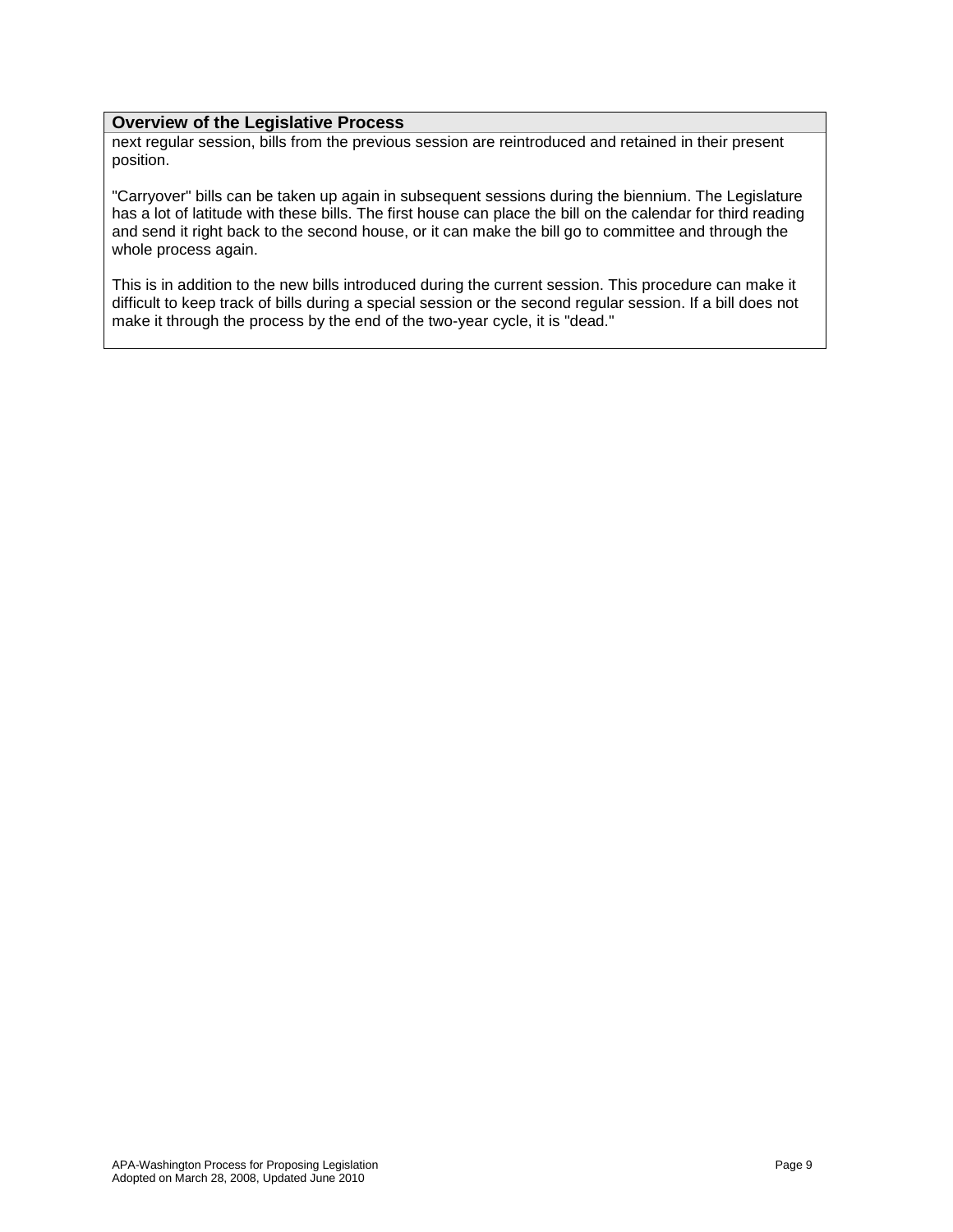## Overview of the Legislative Process

next regular session, bills from the previous session are reintroduced and retained in their present position.

"Carryover" bills can be taken up again in subsequent sessions during the biennium. The Legislature has a lot of latitude with these bills. The first house can place the bill on the calendar for third reading and send it right back to the second house, or it can make the bill go to committee and through the whole process again.

This is in addition to the new bills introduced during the current session. This procedure can make it difficult to keep track of bills during a special session or the second regular session. If a bill does not make it through the process by the end of the two-year cycle, it is "dead."